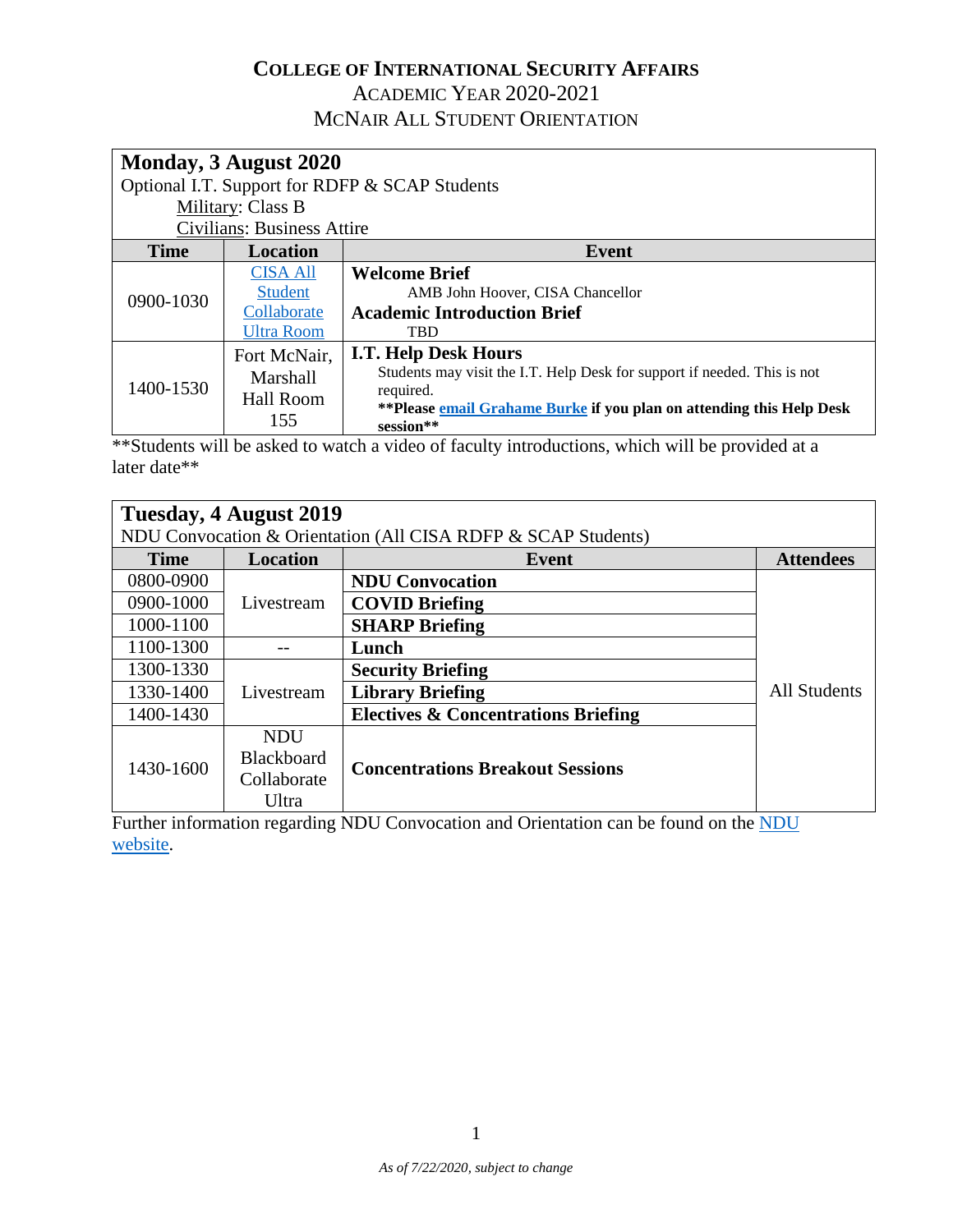# College of International Security Affairs

## Academic Year 2020-2021

## McNair All Student Orientation

| **Monday, 3 August 2020**<br>Optional I.T. Support for RDFP & SCAP Students<br>Military: Class B<br>Civilians: Business Attire | | |
|---|---|---|
| **Time** | **Location** | **Event** |
| 0900-1030 | CISA All Student Collaborate Ultra Room | **Welcome Brief**<br>AMB John Hoover, CISA Chancellor<br>**Academic Introduction Brief**<br>TBD |
| 1400-1530 | Fort McNair, Marshall Hall Room 155 | **I.T. Help Desk Hours**<br>Students may visit the I.T. Help Desk for support if needed. This is not required.<br>**\*\*Please email Grahame Burke if you plan on attending this Help Desk session\*\*** |

\*\*Students will be asked to watch a video of faculty introductions, which will be provided at a later date\*\*

| **Tuesday, 4 August 2019**<br>NDU Convocation & Orientation (All CISA RDFP & SCAP Students) | | | |
|---|---|---|---|
| **Time** | **Location** | **Event** | **Attendees** |
| 0800-0900 | Livestream | **NDU Convocation** | All Students |
| 0900-1000 | | **COVID Briefing** | |
| 1000-1100 | | **SHARP Briefing** | |
| 1100-1300 | -- | **Lunch** | |
| 1300-1330 | Livestream | **Security Briefing** | |
| 1330-1400 | | **Library Briefing** | |
| 1400-1430 | | **Electives & Concentrations Briefing** | |
| 1430-1600 | NDU Blackboard Collaborate Ultra | **Concentrations Breakout Sessions** | |

Further information regarding NDU Convocation and Orientation can be found on the NDU website.

*As of 7/22/2020, subject to change*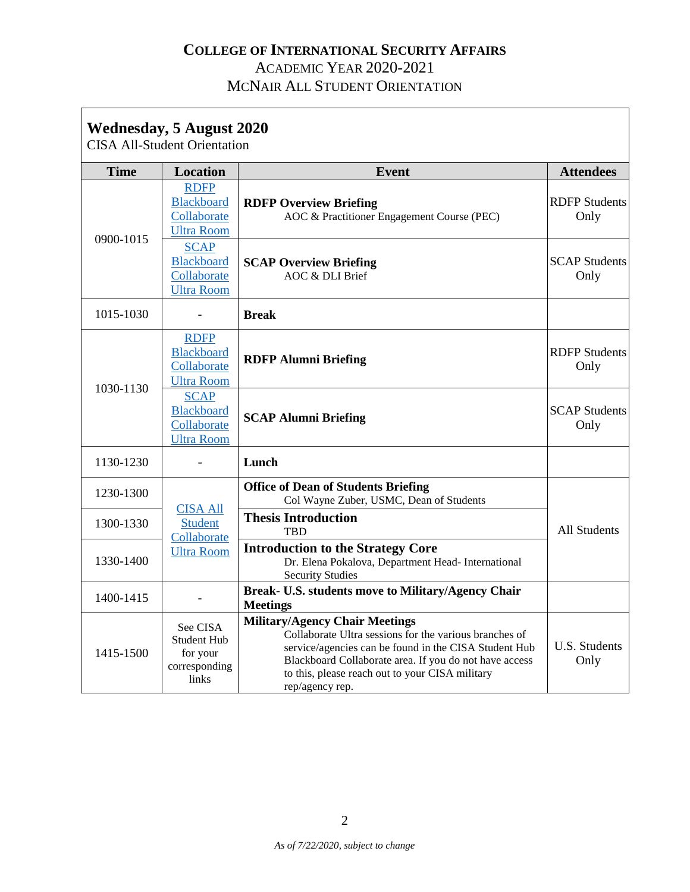# College of International Security Affairs
## Academic Year 2020-2021
## McNair All Student Orientation

**Wednesday, 5 August 2020**
CISA All-Student Orientation

| Time | Location | Event | Attendees |
|---|---|---|---|
| 0900-1015 | RDFP Blackboard Collaborate Ultra Room | **RDFP Overview Briefing**<br>AOC & Practitioner Engagement Course (PEC) | RDFP Students Only |
| | SCAP Blackboard Collaborate Ultra Room | **SCAP Overview Briefing**<br>AOC & DLI Brief | SCAP Students Only |
| 1015-1030 | - | **Break** | |
| 1030-1130 | RDFP Blackboard Collaborate Ultra Room | **RDFP Alumni Briefing** | RDFP Students Only |
| | SCAP Blackboard Collaborate Ultra Room | **SCAP Alumni Briefing** | SCAP Students Only |
| 1130-1230 | - | **Lunch** | |
| 1230-1300 | CISA All Student Collaborate Ultra Room | **Office of Dean of Students Briefing**<br>Col Wayne Zuber, USMC, Dean of Students | All Students |
| 1300-1330 | | **Thesis Introduction**<br>TBD | |
| 1330-1400 | | **Introduction to the Strategy Core**<br>Dr. Elena Pokalova, Department Head- International Security Studies | |
| 1400-1415 | - | **Break- U.S. students move to Military/Agency Chair Meetings** | |
| 1415-1500 | See CISA Student Hub for your corresponding links | **Military/Agency Chair Meetings**<br>Collaborate Ultra sessions for the various branches of service/agencies can be found in the CISA Student Hub Blackboard Collaborate area. If you do not have access to this, please reach out to your CISA military rep/agency rep. | U.S. Students Only |

*As of 7/22/2020, subject to change*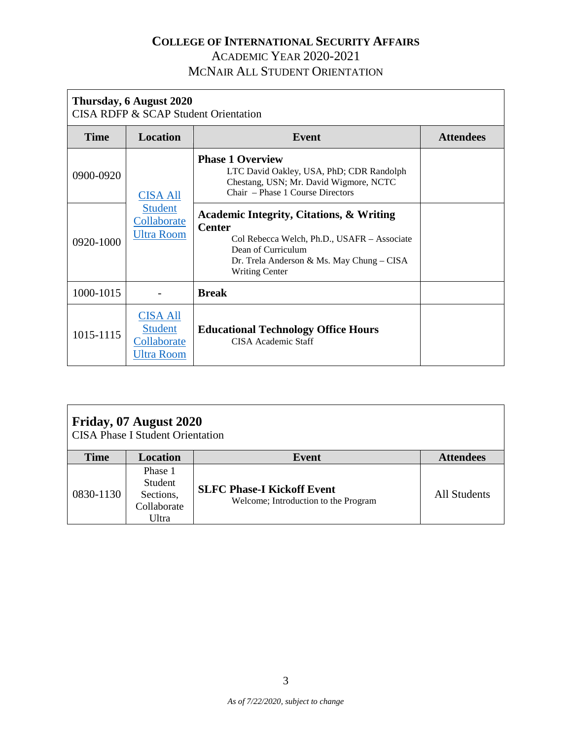## College of International Security Affairs
Academic Year 2020-2021
McNair All Student Orientation

| **Thursday, 6 August 2020**<br>CISA RDFP & SCAP Student Orientation | | | |
|---|---|---|---|
| **Time** | **Location** | **Event** | **Attendees** |
| 0900-0920 | CISA All Student Collaborate Ultra Room | **Phase 1 Overview**<br>LTC David Oakley, USA, PhD; CDR Randolph Chestang, USN; Mr. David Wigmore, NCTC Chair – Phase 1 Course Directors | |
| 0920-1000 | | **Academic Integrity, Citations, & Writing Center**<br>Col Rebecca Welch, Ph.D., USAFR – Associate Dean of Curriculum<br>Dr. Trela Anderson & Ms. May Chung – CISA Writing Center | |
| 1000-1015 | - | **Break** | |
| 1015-1115 | CISA All Student Collaborate Ultra Room | **Educational Technology Office Hours**<br>CISA Academic Staff | |

| **Friday, 07 August 2020**<br>CISA Phase I Student Orientation | | | |
|---|---|---|---|
| **Time** | **Location** | **Event** | **Attendees** |
| 0830-1130 | Phase 1 Student Sections, Collaborate Ultra | **SLFC Phase-I Kickoff Event**<br>Welcome; Introduction to the Program | All Students |

*As of 7/22/2020, subject to change*